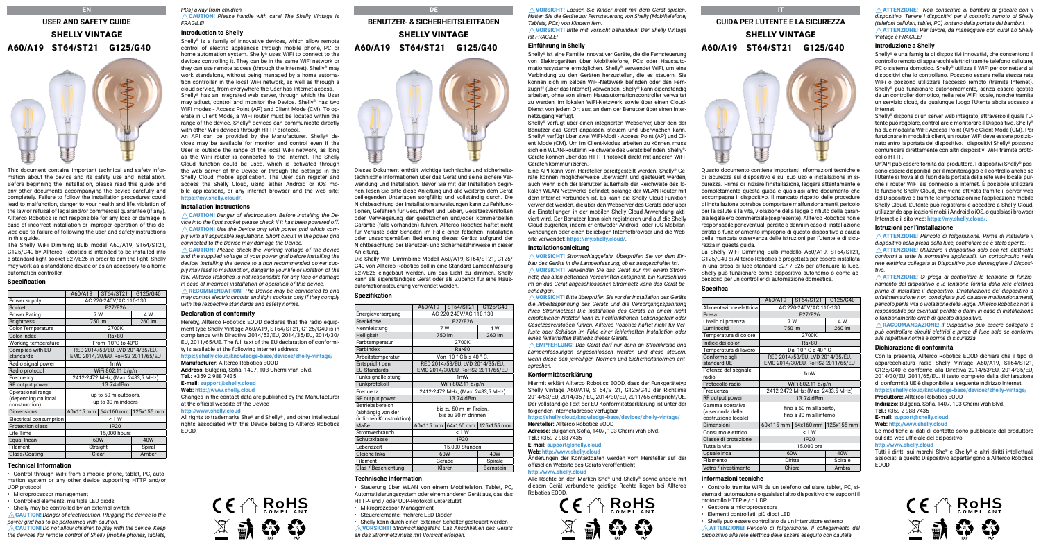EN

# USER AND SAFETY GUIDE

# SHELLY VINTAGE

## A60/A19 ST64/ST21 G125/G40

This document contains important technical and safety information about the device and its safety use and installation. Before beginning the installation, please read this guide and any other documents accompanying the device carefully and completely. Failure to follow the installation procedures could lead to malfunction, danger to your health and life, violation of the law or refusal of legal and/or commercial guarantee (if any). Allterco Robotics is not responsible for any loss or damage in case of incorrect installation or improper operation of this device due to failure of following the user and safety instructions in this guide.

The Shelly WiFi Dimming Bulb model A60/A19, ST64/ST21, G125/G40 by Allterco Robotics is intended to be installed into a standard light socket E27/E26 in order to dim the light. Shelly may work as a standalone device or as an accessory to a home automation controller.

### Specification

| | A60/A19 | ST64/ST21 | G125/G40 |
|---|---|---|---|
| Power supply | AC 220-240V/AC 110-130 | | |
| Socket | E27/E26 | | |
| Power Rating | 7 W | | 4 W |
| Brightness | 750 lm | | 260 lm |
| Color Temperature | 2700K | | |
| Color Index | Ra>80 | | |
| Working temperature | From -10°C to 40°C | | |
| Complies with EU standards | RED 2014/53/EU, LVD 2014/35/EU, EMC 2014/30/EU, RoHS2 2011/65/EU | | |
| Radio signal power | 1mW | | |
| Radio protocol | WiFi 802.11 b/g/n | | |
| Frequency | 2412-2472 MHz; (Max. 2483,5 MHz) | | |
| RF output power | 13.74 dBm | | |
| Operational range (depending on local construction) | up to 50 m outdoors, up to 30 m indoors | | |
| Dimensions | 60x115 mm | 64x160 mm | 125x155 mm |
| Electrical consumption | < 1 W | | |
| Protection class | IP20 | | |
| Life Time | 15,000 hours | | |
| Equal Incan | 60W | | 40W |
| Filament | Straight | | Spiral |
| Glass/Coating | Clear | | Amber |

### Technical Information

- Control through WiFi from a mobile phone, tablet, PC, automation system or any other device supporting HTTP and/or UDP protocol
- Microprocessor management
- Controlled elements: multiple LED diods
- Shelly may be controlled by an external switch

⚠ *CAUTION! Danger of electrocution. Plugging the device to the power grid has to be performed with caution.*

⚠ *CAUTION! Do not allow children to play with the device. Keep the devices for remote control of Shelly (mobile phones, tablets, PCs) away from children.*

⚠ *CAUTION! Please handle with care! The Shelly Vintage is FRAGILE!*

### Introduction to Shelly

Shelly® is a family of innovative devices, which allow remote control of electric appliances through mobile phone, PC or home automation system. Shelly® uses WiFi to connect to the devices controlling it. They can be in the same WiFi network or they can use remote access (through the internet). Shelly® may work standalone, without being managed by a home automation controller, in the local WiFi network, as well as through a cloud service, from everywhere the User has Internet access.

Shelly® has an integrated web server, through which the User may adjust, control and monitor the Device. Shelly® has two WiFi modes - Access Point (AP) and Client Mode (CM). To operate in Client Mode, a WiFi router must be located within the range of the device. Shelly® devices can communicate directly with other WiFi devices through HTTP protocol.

An API can be provided by the Manufacturer. Shelly® devices may be available for monitor and control even if the User is outside the range of the local WiFi network, as long as the WiFi router is connected to the Internet. The Shelly Cloud function could be used, which is activated through the web server of the Device or through the settings in the Shelly Cloud mobile application. The User can register and access the Shelly Cloud, using either Android or iOS mobile applications, or any internet browser and the web site: **https://my.shelly.cloud/**.

### Installation Instructions

⚠ *CAUTION! Danger of electrocution. Before installing the device into the light socket please check if it has been powered off.*

⚠ *CAUTION! Use the Device only with power grid which comply with all applicable regulations. Short circuit in the power grid connected to the Device may damage the Device.*

⚠ *CAUTION! Please check the working voltage of the device and the supplied voltage of your power grid before installing the device! Installing the device to a non recommended power supply may lead to malfunction, danger to your life or violation of the law. Allterco Robotics is not responsible for any loss or damage in case of incorrect installation or operation of this device.*

⚠ *RECOMMENDATION! The Device may be connected to and may control electric circuits and light sockets only if they comply with the respective standards and safety norms.*

### Declaration of conformity

Hereby, Allterco Robotics EOOD declares that the radio equipment type Shelly Vintage A60/A19, ST64/ST21, G125/G40 is in compliance with Directive 2014/53/EU, 2014/35/EU, 2014/30/EU, 2011/65/UE. The full text of the EU declaration of conformity is available at the following internet address **https://shelly.cloud/knowledge-base/devices/shelly-vintage/**

**Manufacturer:** Allterco Robotics EOOD
**Address:** Bulgaria, Sofia, 1407, 103 Cherni vrah Blvd.
**Tel.:** +359 2 988 7435
**E-mail:** **support@shelly.cloud**
**Web:** **http://www.shelly.cloud**

Changes in the contact data are published by the Manufacturer at the official website of the Device
**http://www.shelly.cloud**

All rights to trademarks She® and Shelly® , and other intellectual rights associated with this Device belong to Allterco Robotics EOOD.

CE RoHS COMPLIANT

DE

# BENUTZER- & SICHERHEITSLEITFADEN

# SHELLY VINTAGE

## A60/A19 ST64/ST21 G125/G40

Dieses Dokument enthält wichtige technische und sicherheitstechnische Informationen über das Gerät und seine sichere Verwendung und Installation. Bevor Sie mit der Installation beginnen, lesen Sie bitte diese Anleitung und alle weiteren dem Gerät beiliegenden Unterlagen sorgfältig und vollständig durch. Die Nichtbeachtung der Installationsanweisungen kann zu Fehlfunktionen, Gefahren für Gesundheit und Leben, Gesetzesverstößen oder Verweigerung der gesetzlichen und/oder kommerziellen Garantie (falls vorhanden) führen. Allterco Robotics haftet nicht für Verluste oder Schäden im Falle einer falschen Installation oder unsachgemäßen Bedienung dieses Geräts aufgrund der Nichtbeachtung der Benutzer- und Sicherheitshinweise in dieser Anleitung.

Die Shelly WiFi-Dimmbirne Modell A60/A19, ST64/ST21, G125/G40 von Allterco Robotics soll in eine Standard-Lampenfassung E27/E26 eingebaut werden, um das Licht zu dimmen. Shelly kann als eigenständiges Gerät oder als Zubehör für eine Hausautomationssteuerung verwendet werden.

### Spezifikation

| | A60/A19 | ST64/ST21 | G125/G40 |
|---|---|---|---|
| Energieversorgung | AC 220-240V/AC 110-130 | | |
| Steckdose | E27/E26 | | |
| Nennleistung | 7 W | | 4 W |
| Helligkeit | 750 lm | | 260 lm |
| Farbtemperatur | 2700K | | |
| Farbindex | Ra>80 | | |
| Arbeitstemperatur | Von -10 ° C bis 40 ° C. | | |
| Entspricht den EU-Standards | RED 2014/53/EU, LVD 2014/35/EU, EMC 2014/30/EU, RoHS2 2011/65/EU | | |
| Funksignalleistung | 1mW | | |
| Funkprotokoll | WiFi 802.11 b/g/n | | |
| Frequenz | 2412-2472 MHz; (Max. 2483,5 MHz) | | |
| RF output power | 13.74 dBm | | |
| Betriebsbereich (abhängig von der örtlichen Konstruktion) | bis zu 50 m im Freien, bis zu 30 m drinnen | | |
| Maße | 60x115 mm | 64x160 mm | 125x155 mm |
| Stromverbrauch | < 1 W | | |
| Schutzklasse | IP20 | | |
| Lebenszeit | 15.000 Stunden | | |
| Gleiche Inka | 60W | | 40W |
| Filament | Gerade | | Spirale |
| Glas / Beschichtung | Klarer | | Bernstein |

### Technische Information

- Steuerung über WLAN von einem Mobiltelefon, Tablet, PC, Automatisierungssystem oder einem anderen Gerät aus, das das HTTP- und / oder UDP-Protokoll unterstützt
- Mikroprozessor-Management
- Steuerelemente: mehrere LED-Dioden
- Shelly kann durch einen externen Schalter gesteuert werden

⚠ *VORSICHT! Stromschlaggefahr. Das Anschließen des Geräts an das Stromnetz muss mit Vorsicht erfolgen.*

⚠ *VORSICHT! Lassen Sie Kinder nicht mit dem Gerät spielen. Halten Sie die Geräte zur Fernsteuerung von Shelly (Mobiltelefone, Tablets, PCs) von Kindern fern.*

⚠ *VORSICHT! Bitte mit Vorsicht behandeln! Der Shelly Vintage ist FRAGILE!*

### Einführung in Shelly

Shelly® ist eine Familie innovativer Geräte, die die Fernsteuerung von Elektrogeräten über Mobiltelefone, PCs oder Hausautomationssysteme ermöglichen. Shelly® verwendet WiFi, um eine Verbindung zu den Geräten herzustellen, die es steuern. Sie können sich im selben WiFi-Netzwerk befinden oder den Fernzugriff (über das Internet) verwenden. Shelly® kann eigenständig arbeiten, ohne von einem Hausautomationscontroller verwaltet zu werden, im lokalen WiFi-Netzwerk sowie über einen Cloud-Dienst von jedem Ort aus, an dem der Benutzer über einen Internetzugang verfügt.

Shelly® verfügt über einen integrierten Webserver, über den der Benutzer das Gerät anpassen, steuern und überwachen kann. Shelly® verfügt über zwei WiFi-Modi - Access Point (AP) und Client Mode (CM). Um im Client-Modus arbeiten zu können, muss sich ein WLAN-Router in Reichweite des Geräts befinden. Shelly®-Geräte können über das HTTP-Protokoll direkt mit anderen WiFi-Geräten kommunizieren.

Eine API kann vom Hersteller bereitgestellt werden. Shelly®-Geräte können möglicherweise überwacht und gesteuert werden, auch wenn sich der Benutzer außerhalb der Reichweite des lokalen WLAN-Netzwerks befindet, solange der WLAN-Router mit dem Internet verbunden ist. Es kann die Shelly Cloud-Funktion verwendet werden, die über den Webserver des Geräts oder über die Einstellungen in der mobilen Shelly Cloud-Anwendung aktiviert wird. Der Benutzer kann sich registrieren und auf die Shelly Cloud zugreifen, indem er entweder Android- oder iOS-Mobilanwendungen oder einen beliebigen Internetbrowser und die Website verwendet: **https://my.shelly.cloud/**.

### Installationsanleitung

⚠ *VORSICHT! Stromschlaggefahr. Überprüfen Sie vor dem Einbau des Geräts in die Lampenfassung, ob es ausgeschaltet ist.*

⚠ *VORSICHT! Verwenden Sie das Gerät nur mit einem Stromnetz, das allen geltenden Vorschriften entspricht. Ein Kurzschluss im an das Gerät angeschlossenen Stromnetz kann das Gerät beschädigen.*

⚠ *VORSICHT! Bitte überprüfen Sie vor der Installation des Geräts die Arbeitsspannung des Geräts und die Versorgungsspannung Ihres Stromnetzes! Die Installation des Geräts an einem nicht empfohlenen Netzteil kann zu Fehlfunktionen, Lebensgefahr oder Gesetzesverstößen führen. Allterco Robotics haftet nicht für Verluste oder Schäden im Falle einer fehlerhaften Installation oder eines fehlerhaften Betriebs dieses Geräts.*

⚠ *EMPFEHLUNG! Das Gerät darf nur dann an Stromkreise und Lampenfassungen angeschlossen werden und diese steuern, wenn diese den jeweiligen Normen und Sicherheitsnormen entsprechen.*

### Konformitätserklärung

Hiermit erklärt Allterco Robotics EOOD, dass der Funkgerätetyp Shelly Vintage A60/A19, ST64/ST21, G125/G40 der Richtlinie 2014/53/EU, 2014/35 / EU, 2014/30/EU, 2011/65 entspricht/UE. Der vollständige Text der EU-Konformitätserklärung ist unter der folgenden Internetadresse verfügbar
**https://shelly.cloud/knowledge-base/devices/shelly-vintage/**

**Hersteller:** Allterco Robotics EOOD
**Adresse:** Bulgarien, Sofia, 1407, 103 Cherni vrah Blvd.
**Tel.:** +359 2 988 7435
**E-mail:** **support@shelly.cloud**
**Web:** **http://www.shelly.cloud**

Änderungen der Kontaktdaten werden vom Hersteller auf der offiziellen Website des Geräts veröffentlicht
**http://www.shelly.cloud**

Alle Rechte an den Marken She® und Shelly® sowie andere mit diesem Gerät verbundene geistige Rechte liegen bei Allterco Robotics EOOD.

CE RoHS COMPLIANT

IT

# GUIDA PER L'UTENTE E LA SICUREZZA

# SHELLY VINTAGE

## A60/A19 ST64/ST21 G125/G40

Questo documento contiene importanti informazioni tecniche e di sicurezza sul dispositivo e sul suo uso e installazione in sicurezza. Prima di iniziare l'installazione, leggere attentamente e completamente questa guida e qualsiasi altro documento che accompagna il dispositivo. Il mancato rispetto delle procedure di installazione potrebbe comportare malfunzionamenti, pericolo per la salute e la vita, violazione della legge o rifiuto della garanzia legale e/o commerciale (se presente). Allterco Robotics non è responsabile per eventuali perdite o danni in caso di installazione errata o funzionamento improprio di questo dispositivo a causa della mancata osservanza delle istruzioni per l'utente e di sicurezza in questa guida.

La Shelly WiFi Dimming Bulb modello A60/A19, ST64/ST21, G125/G40 di Allterco Robotics è progettata per essere installata in una presa di luce standard E27 / E26 per attenuare la luce. Shelly può funzionare come dispositivo autonomo o come accessorio per un controller di automazione domestica.

### Specifica

| | A60/A19 | ST64/ST21 | G125/G40 |
|---|---|---|---|
| Alimentazione elettrica | AC 220-240V/AC 110-130 | | |
| Presa | E27/E26 | | |
| Livello di potenza | 7 W | | 4 W |
| Luminosità | 750 lm | | 260 lm |
| Temperatura di colore | 2700K | | |
| Indice dei colori | Ra>80 | | |
| Temperatura di lavoro | Da -10 ° C a 40 ° C | | |
| Conforme agli standard UE | RED 2014/53/EU, LVD 2014/35/EU, EMC 2014/30/EU, RoHS2 2011/65/EU | | |
| Potenza del segnale radio | 1mW | | |
| Protocollo radio | WiFi 802.11 b/g/n | | |
| Frequenza | 2412-2472 MHz; (Max. 2483,5 MHz) | | |
| RF output power | 13.74 dBm | | |
| Gamma operativa (a seconda della costruzione locale) | fino a 50 m all'aperto, fino a 30 m all'interno | | |
| Dimensioni | 60x115 mm | 64x160 mm | 125x155 mm |
| Consumo elettrico | < 1 W | | |
| Classe di protezione | IP20 | | |
| Tutta la vita | 15.000 ore | | |
| Uguale Inca | 60W | | 40W |
| Filamento | Diritta | | Spirale |
| Vetro / rivestimento | Chiara | | Ambra |

### Informazioni tecniche

- Controllo tramite WiFi da un telefono cellulare, tablet, PC, sistema di automazione o qualsiasi altro dispositivo che supporti il protocollo HTTP e / o UDP
- Gestione a microprocessore
- Elementi controllati: più diodi LED
- Shelly può essere controllato da un interruttore esterno

⚠ *ATTENZIONE! Pericolo di folgorazione. Il collegamento del dispositivo alla rete elettrica deve essere eseguito con cautela.*

⚠ *ATTENZIONE! Non consentire ai bambini di giocare con il dispositivo. Tenere i dispositivi per il controllo remoto di Shelly (telefoni cellulari, tablet, PC) lontano dalla portata dei bambini.*

⚠ *ATTENZIONE! Per favore, da maneggiare con cura! Lo Shelly Vintage è FRAGILE!*

### Introduzione a Shelly

Shelly® è una famiglia di dispositivi innovativi, che consentono il controllo remoto di apparecchi elettrici tramite telefono cellulare, PC o sistema domotico. Shelly® utilizza il WiFi per connettersi ai dispositivi che lo controllano. Possono essere nella stessa rete WiFi o possono utilizzare l'accesso remoto (tramite Internet). Shelly® può funzionare autonomamente, senza essere gestito da un controller domotico, nella rete WiFi locale, nonché tramite un servizio cloud, da qualunque luogo l'Utente abbia accesso a Internet.

Shelly® dispone di un server web integrato, attraverso il quale l'Utente può regolare, controllare e monitorare il Dispositivo. Shelly® ha due modalità WiFi: Access Point (AP) e Client Mode (CM). Per funzionare in modalità client, un router WiFi deve essere posizionato entro la portata del dispositivo. I dispositivi Shelly® possono comunicare direttamente con altri dispositivi WiFi tramite protocollo HTTP.

Un'API può essere fornita dal produttore. I dispositivi Shelly® possono essere disponibili per il monitoraggio e il controllo anche se l'Utente si trova al di fuori della portata della rete WiFi locale, purché il router WiFi sia connesso a Internet. È possibile utilizzare la funzione Shelly Cloud, che viene attivata tramite il server web del Dispositivo o tramite le impostazioni nell'applicazione mobile Shelly Cloud. L'Utente può registrarsi e accedere a Shelly Cloud, utilizzando applicazioni mobili Android o iOS, o qualsiasi browser Internet e il sito web: **https://my.shelly.cloud/**.

### Istruzioni per l'installazione

⚠ *ATTENZIONE! Pericolo di folgorazione. Prima di installare il dispositivo nella presa della luce, controllare se è stato spento.*

⚠ *ATTENZIONE! Utilizzare il dispositivo solo con reti elettriche conformi a tutte le normative applicabili. Un cortocircuito nella rete elettrica collegata al Dispositivo può danneggiare il Dispositivo.*

⚠ *ATTENZIONE! Si prega di controllare la tensione di funzionamento del dispositivo e la tensione fornita dalla rete elettrica prima di installare il dispositivo! L'installazione del dispositivo a un'alimentazione non consigliata può causare malfunzionamenti, pericolo per la vita o violazione della legge. Allterco Robotics non è responsabile per eventuali perdite o danni in caso di installazione o funzionamento errati di questo dispositivo.*

⚠ *RACCOMANDAZIONE! Il Dispositivo può essere collegato e può controllare circuiti elettrici e prese di luce solo se conformi alle rispettive norme e norme di sicurezza.*

### Dichiarazione di conformità

Con la presente, Allterco Robotics EOOD dichiara che il tipo di apparecchiatura radio Shelly Vintage A60/A19, ST64/ST21, G125/G40 è conforme alla Direttiva 2014/53/EU, 2014/35/EU, 2014/30/EU, 2011/65/EU. Il testo completo della dichiarazione di conformità UE è disponibile al seguente indirizzo Internet
**https://shelly.cloud/knowledge-base/devices/shelly-vintage/**

**Produttore:** Allterco Robotics EOOD
**Indirizzo:** Bulgaria, Sofia, 1407, 103 Cherni vrah Blvd.
**Tel.:** +359 2 988 7435
**E-mail:** **support@shelly.cloud**
**Web:** **http://www.shelly.cloud**

Le modifiche ai dati di contatto sono pubblicate dal produttore sul sito web ufficiale del dispositivo
**http://www.shelly.cloud**

Tutti i diritti sui marchi She® e Shelly® e altri diritti intellettuali associati a questo Dispositivo appartengono a Allterco Robotics EOOD.

CE RoHS COMPLIANT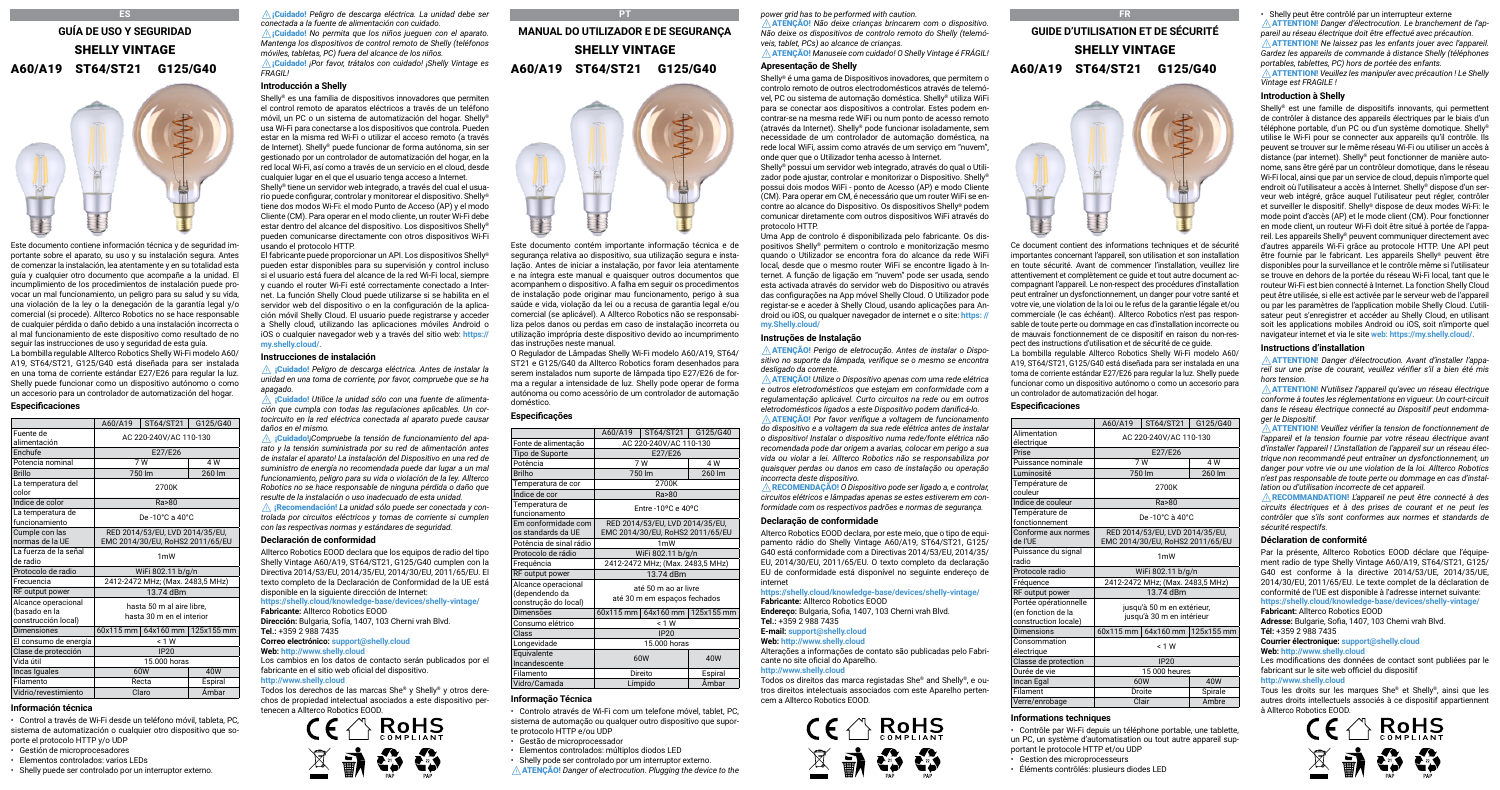ES

# GUÍA DE USO Y SEGURIDAD

## SHELLY VINTAGE

## A60/A19 ST64/ST21 G125/G40

Este documento contiene información técnica y de seguridad importante sobre el aparato, su uso y su instalación segura. Antes de comenzar la instalación, lea atentamente y en su totalidad esta guía y cualquier otro documento que acompañe a la unidad. El incumplimiento de los procedimientos de instalación puede provocar un mal funcionamiento, un peligro para su salud y su vida, una violación de la ley o la denegación de la garantía legal y/o comercial (si procede). Allterco Robotics no se hace responsable de cualquier pérdida o daño debido a una instalación incorrecta o al mal funcionamiento de este dispositivo como resultado de no seguir las instrucciones de uso y seguridad de esta guía.

La bombilla regulable Allterco Robotics Shelly Wi-Fi modelo A60/A19, ST64/ST21, G125/G40 está diseñada para ser instalada en una toma de corriente estándar E27/E26 para regular la luz. Shelly puede funcionar como un dispositivo autónomo o como un accesorio para un controlador de automatización del hogar.

### Especificaciones

| | A60/A19 | ST64/ST21 | G125/G40 |
|---|---|---|---|
| Fuente de alimentación | AC 220-240V/AC 110-130 | | |
| Enchufe | E27/E26 | | |
| Potencia nominal | 7 W | | 4 W |
| Brillo | 750 lm | | 260 lm |
| La temperatura del color | 2700K | | |
| Índice de color | Ra>80 | | |
| La temperatura de funcionamiento | De -10°C a 40°C | | |
| Cumple con las normas de la UE | RED 2014/53/EU, LVD 2014/35/EU, EMC 2014/30/EU, RoHS2 2011/65/EU | | |
| La fuerza de la señal de radio | 1mW | | |
| Protocolo de radio | WiFi 802.11 b/g/n | | |
| Frecuencia | 2412-2472 MHz; (Max. 2483,5 MHz) | | |
| RF output power | 13.74 dBm | | |
| Alcance operacional (basado en la construcción local) | hasta 50 m al aire libre, hasta 30 m en el interior | | |
| Dimensiones | 60x115 mm | 64x160 mm | 125x155 mm |
| El consumo de energía | < 1 W | | |
| Clase de protección | IP20 | | |
| Vida útil | 15.000 horas | | |
| Incas Iguales | 60W | | 40W |
| Filamento | Recta | | Espiral |
| Vidrio/revestimiento | Claro | | Ámbar |

### Información técnica

- Control a través de Wi-Fi desde un teléfono móvil, tableta, PC, sistema de automatización o cualquier otro dispositivo que soporte el protocolo HTTP y/o UDP
- Gestión de microprocesadores
- Elementos controlados: varios LEDs
- Shelly puede ser controlado por un interruptor externo.

⚠ *¡Cuidado! Peligro de descarga eléctrica. La unidad debe ser conectada a la fuente de alimentación con cuidado.*

⚠ *¡Cuidado! No permita que los niños jueguen con el aparato. Mantenga los dispositivos de control remoto de Shelly (teléfonos móviles, tabletas, PC) fuera del alcance de los niños.*

⚠ *¡Cuidado! ¡Por favor, trátalos con cuidado! ¡Shelly Vintage es FRAGIL!*

### Introducción a Shelly

Shelly® es una familia de dispositivos innovadores que permiten el control remoto de aparatos eléctricos a través de un teléfono móvil, un PC o un sistema de automatización del hogar. Shelly® usa Wi-Fi para conectarse a los dispositivos que controla. Pueden estar en la misma red Wi-Fi o utilizar el acceso remoto (a través de Internet). Shelly® puede funcionar de forma autónoma, sin ser gestionado por un controlador de automatización del hogar, en la red local Wi-Fi, así como a través de un servicio en el cloud, desde cualquier lugar en el que el usuario tenga acceso a Internet.

Shelly® tiene un servidor web integrado, a través del cual el usuario puede configurar, controlar y monitorear el dispositivo. Shelly® tiene dos modos Wi-Fi: el modo Punto de Acceso (AP) y el modo Cliente (CM). Para operar en el modo cliente, un router Wi-Fi debe estar dentro del alcance del dispositivo. Los dispositivos Shelly® pueden comunicarse directamente con otros dispositivos Wi-Fi usando el protocolo HTTP.

El fabricante puede proporcionar un API. Los dispositivos Shelly® pueden estar disponibles para su supervisión y control incluso si el usuario está fuera del alcance de la red Wi-Fi local, siempre y cuando el router Wi-Fi esté correctamente conectado a Internet. La función Shelly Cloud puede utilizarse si se habilita en el servidor web del dispositivo o en la configuración de la aplicación móvil Shelly Cloud. El usuario puede registrarse y acceder a Shelly cloud, utilizando las aplicaciones móviles Android o iOS o cualquier navegador web y a través del sitio web: **https://my.shelly.cloud/**.

### Instrucciones de instalación

⚠ *¡Cuidado! Peligro de descarga eléctrica. Antes de instalar la unidad en una toma de corriente, por favor, compruebe que se ha apagado.*

⚠ *¡Cuidado! Utilice la unidad sólo con una fuente de alimentación que cumpla con todas las regulaciones aplicables. Un cortocircuito en la red eléctrica conectada al aparato puede causar daños en el mismo.*

⚠ *¡Cuidado!¡Compruebe la tensión de funcionamiento del aparato y la tensión suministrada por su red de alimentación antes de instalar el aparato! La instalación del Dispositivo en una red de suministro de energía no recomendada puede dar lugar a un mal funcionamiento, peligro para su vida o violación de la ley. Allterco Robotics no se hace responsable de ninguna pérdida o daño que resulte de la instalación o uso inadecuado de esta unidad.*

⚠ *¡Recomendación! La unidad sólo puede ser conectada y controlada por circuitos eléctricos y tomas de corriente si cumplen con las respectivas normas y estándares de seguridad.*

### Declaración de conformidad

Allterco Robotics EOOD declara que los equipos de radio del tipo Shelly Vintage A60/A19, ST64/ST21, G125/G40 cumplen con la Directiva 2014/53/EU, 2014/35/EU, 2014/30/EU, 2011/65/EU. El texto completo de la Declaración de Conformidad de la UE está disponible en la siguiente dirección de Internet:

**https://shelly.cloud/knowledge-base/devices/shelly-vintage/**

**Fabricante:** Allterco Robotics EOOD

**Dirección:** Bulgaria, Sofía, 1407, 103 Cherni vrah Blvd.

**Tel.:** +359 2 988 7435

**Correo electrónico: support@shelly.cloud**

**Web: http://www.shelly.cloud**

Los cambios en los datos de contacto serán publicados por el fabricante en el sitio web oficial del dispositivo.

**http://www.shelly.cloud**

Todos los derechos de las marcas She® y Shelly® y otros derechos de propiedad intelectual asociados a este dispositivo pertenecen a Allterco Robotics EOOD.

CE RoHS COMPLIANT

PT

# MANUAL DO UTILIZADOR E DE SEGURANÇA

## SHELLY VINTAGE

## A60/A19 ST64/ST21 G125/G40

Este documento contém importante informação técnica e de segurança relativa ao dispositivo, sua utilização segura e instalação. Antes de iniciar a instalação, por favor leia atentamente e na íntegra este manual e quaisquer outros documentos que acompanhem o dispositivo. A falha em seguir os procedimentos de instalação pode originar mau funcionamento, perigo à sua saúde e vida, violação da lei ou a recusa de garantia legal e/ou comercial (se aplicável). A Allterco Robotics não se responsabiliza pelos danos ou perdas em caso de instalação incorreta ou utilização imprópria deste dispositivo devido ao incumprimento das instruções neste manual.

O Regulador de Lâmpadas Shelly Wi-Fi modelo A60/A19, ST64/ST21 e G125/G40 da Allterco Robotics foram desenhados para serem instalados num suporte de lâmpada tipo E27/E26 de forma a regular a intensidade de luz. Shelly pode operar de forma autónoma ou como acessório de um controlador de automação doméstico.

### Especificações

| | A60/A19 | ST64/ST21 | G125/G40 |
|---|---|---|---|
| Fonte de alimentação | AC 220-240V/AC 110-130 | | |
| Tipo de Suporte | E27/E26 | | |
| Potência | 7 W | | 4 W |
| Brilho | 750 lm | | 260 lm |
| Temperatura de cor | 2700K | | |
| Índice de cor | Ra>80 | | |
| Temperatura de funcionamento | Entre -10ºC e 40ºC | | |
| Em conformidade com os standards da UE | RED 2014/53/EU, LVD 2014/35/EU, EMC 2014/30/EU, RoHS2 2011/65/EU | | |
| Potência de sinal rádio | 1mW | | |
| Protocolo de rádio | WiFi 802.11 b/g/n | | |
| Frequência | 2412-2472 MHz; (Max. 2483,5 MHz) | | |
| RF output power | 13.74 dBm | | |
| Alcance operacional (dependendo da construção do local) | até 50 m ao ar livre até 30 m em espaços fechados | | |
| Dimensões | 60x115 mm | 64x160 mm | 125x155 mm |
| Consumo elétrico | < 1 W | | |
| Class | IP20 | | |
| Longevidade | 15.000 horas | | |
| Equivalente Incandescente | 60W | | 40W |
| Filamento | Direito | | Espiral |
| Vidro/Camada | Limpido | | Âmbar |

### Informação Técnica

- Controlo através de Wi-Fi com um telefone móvel, tablet, PC, sistema de automação ou qualquer outro dispositivo que suporte o protocolo HTTP e/ou UDP
- Gestão de microprocessador
- Elementos controlados: múltiplos diodos LED
- Shelly pode ser controlado por um interruptor externo.

⚠ *ATENÇÃO! Danger of electrocution. Plugging the device to the power grid has to be performed with caution.*

⚠ *ATENÇÃO! Não deixe crianças brincarem com o dispositivo. Não deixe os dispositivos de controlo remoto do Shelly (telemóveis, tablet, PCs) ao alcance de crianças.*

⚠ *ATENÇÃO! Manuseie com cuidado! O Shelly Vintage é FRÁGIL!*

### Apresentação de Shelly

Shelly® é uma gama de Dispositivos inovadores, que permitem o controlo remoto de outros electrodomésticos através de telemóvel, PC ou sistema de automação doméstica. Shelly® utiliza WiFi para se conectar aos dispositivos a controlar. Estes podem encontrar-se na mesma rede WiFi ou num ponto de acesso remoto (através da Internet). Shelly® pode funcionar isoladamente, sem necessidade de um controlador de automação doméstica, na rede local WiFi, assim como através de um serviço em "nuvem", onde quer que o Utilizador tenha acesso à Internet.

Shelly® possui um servidor web integrado, através do qual o Utilizador pode ajustar, controlar e monitorizar o Dispositivo. Shelly® possui dois modos WiFi - ponto de Acesso (AP) e modo Cliente (CM). Para operar em CM, é necessário que um router WiFi se encontre ao alcance do Dispositivo. Os dispositivos Shelly® podem comunicar diretamente com outros dispositivos WiFi através do protocolo HTTP.

Uma App de controlo é disponibilizada pelo fabricante. Os dispositivos Shelly® permitem o controlo e monitorização mesmo quando o Utilizador se encontra fora do alcance da rede WiFi local, desde que o mesmo router WiFi se encontre ligado à Internet. A função de ligação em "nuvem" pode ser usada, sendo esta activada através do servidor web do Dispositivo ou através das configurações na App móvel Shelly Cloud. O Utilizador pode registar-se e aceder a Shelly Cloud, usando aplicações para Android ou iOS, ou qualquer navegador web e o site: **https://my.Shelly.cloud/**

### Instruções de Instalação

⚠ *ATENÇÃO! Perigo de eletrocução. Antes de instalar o Dispositivo no suporte da lâmpada, verifique se o mesmo se encontra desligado da corrente.*

⚠ *ATENÇÃO! Utilize o Dispositivo apenas com uma rede elétrica e outros electrodomésticos que estejam em conformidade com a regulamentação aplicável. Curto circuitos na rede ou em outros eletrodomésticos ligados a este Dispositivo podem danificá-lo.*

⚠ *ATENÇÃO! Por favor verifique a voltagem de funcionamento do dispositivo e a voltagem da sua rede elétrica antes de instalar o dispositivo! Instalar o dispositivo numa rede/fonte elétrica não recomendada pode dar origem a avarias, colocar em perigo a sua vida ou violar a lei. Allterco Robotics não se responsabiliza por quaisquer perdas ou danos em caso de instalação ou operação incorreta deste dispositivo.*

⚠ *RECOMENDAÇÃO! O Dispositivo pode ser ligado a, e controlar, circuitos elétricos e lâmpadas apenas se estes estiverem em conformidade com os respectivos padrões e normas de segurança.*

### Declaração de conformidade

Allterco Robotics EOOD declara, por este meio, que o tipo de equipamento rádio do Shelly Vintage A60/A19, ST64/ST21, G125/G40 está conforme com a Directivas 2014/53/EU, 2014/35/EU, 2014/30/EU, 2011/65/EU. O texto completo da declaração EU de conformidade está disponível no seguinte endereço de internet

**https://shelly.cloud/knowledge-base/devices/shelly-vintage/**

**Fabricante:** Allterco Robotics EOOD

**Endereço:** Bulgaria, Sofia, 1407, 103 Cherni vrah Blvd.

**Tel.:** +359 2 988 7435

**E-mail: support@shelly.cloud**

**Web: http://www.shelly.cloud**

Alterações a informações de contato são publicadas pelo Fabricante no site oficial do Aparelho.

**http://www.shelly.cloud**

Todos os direitos das marca registadas She® e Shelly®, e outros direitos intelectuais associados com este Aparelho pertencem a Allterco Robotics EOOD.

CE RoHS COMPLIANT

FR

# GUIDE D'UTILISATION ET DE SÉCURITÉ

## SHELLY VINTAGE

## A60/A19 ST64/ST21 G125/G40

Ce document contient des informations techniques et de sécurité importantes concernant l'appareil, son utilisation et son installation en toute sécurité. Avant de commencer l'installation, veuillez lire attentivement et complètement ce guide et tout autre document accompagnant l'appareil. Le non-respect des procédures d'installation peut entraîner un dysfonctionnement, un danger pour votre santé et votre vie, une violation de la loi ou le refus de la garantie légale et/ou commerciale (le cas échéant). Allterco Robotics n'est pas responsable de toute perte ou dommage en cas d'installation incorrecte ou de mauvais fonctionnement de ce dispositif en raison du non-respect des instructions d'utilisation et de sécurité de ce guide.

La bombilla regulable Allterco Robotics Shelly Wi-Fi modelo A60/A19, ST64/ST21, G125/G40 está diseñada para ser instalada en una toma de corriente estándar E27/E26 para regular la luz. Shelly puede funcionar como un dispositivo autónomo o como un accesorio para un controlador de automatización del hogar.

### Especificaciones

| | A60/A19 | ST64/ST21 | G125/G40 |
|---|---|---|---|
| Alimentation électrique | AC 220-240V/AC 110-130 | | |
| Prise | E27/E26 | | |
| Puissance nominale | 7 W | | 4 W |
| Luminosité | 750 lm | | 260 lm |
| Température de couleur | 2700K | | |
| Indice de couleur | Ra>80 | | |
| Température de fonctionnement | De -10°C à 40°C | | |
| Conforme aux normes de l'UE | RED 2014/53/EU, LVD 2014/35/EU, EMC 2014/30/EU, RoHS2 2011/65/EU | | |
| Puissance du signal radio | 1mW | | |
| Protocole radio | WiFi 802.11 b/g/n | | |
| Fréquence | 2412-2472 MHz; (Max. 2483,5 MHz) | | |
| RF output power | 13.74 dBm | | |
| Portée opérationnelle (en fonction de la construction locale) | jusqu'à 50 m en extérieur, jusqu'à 30 m en intérieur | | |
| Dimensions | 60x115 mm | 64x160 mm | 125x155 mm |
| Consommation électrique | < 1 W | | |
| Classe de protection | IP20 | | |
| Durée de vie | 15 000 heures | | |
| Incan Egal | 60W | | 40W |
| Filament | Droite | | Spirale |
| Verre/enrobage | Clair | | Ambre |

### Informations techniques

- Contrôle par Wi-Fi depuis un téléphone portable, une tablette, un PC, un système d'automatisation ou tout autre appareil supportant le protocole HTTP et/ou UDP
- Gestion des microprocesseurs
- Éléments contrôlés: plusieurs diodes LED
- Shelly peut être contrôlé par un interrupteur externe

⚠ *ATTENTION! Danger d'électrocution. Le branchement de l'appareil au réseau électrique doit être effectué avec précaution.*

⚠ *ATTENTION! Ne laissez pas les enfants jouer avec l'appareil. Gardez les appareils de commande à distance Shelly (téléphones portables, tablettes, PC) hors de portée des enfants.*

⚠ *ATTENTION! Veuillez les manipuler avec précaution ! Le Shelly Vintage est FRAGILE !*

### Introduction à Shelly

Shelly® est une famille de dispositifs innovants, qui permettent de contrôler à distance des appareils électriques par le biais d'un téléphone portable, d'un PC ou d'un système domotique. Shelly® utilise le Wi-Fi pour se connecter aux appareils qu'il contrôle. Ils peuvent se trouver sur le même réseau Wi-Fi ou utiliser un accès à distance (par internet). Shelly® peut fonctionner de manière autonome, sans être géré par un contrôleur domotique, dans le réseau Wi-Fi local, ainsi que par un service de cloud, depuis n'importe quel endroit où l'utilisateur a accès à Internet. Shelly® dispose d'un serveur web intégré, grâce auquel l'utilisateur peut régler, contrôler et surveiller le dispositif. Shelly® dispose de deux modes Wi-Fi: le mode point d'accès (AP) et le mode client (CM). Pour fonctionner en mode client, un routeur Wi-Fi doit être situé à portée de l'appareil. Les appareils Shelly® peuvent communiquer directement avec d'autres appareils Wi-Fi grâce au protocole HTTP. Une API peut être fournie par le fabricant. Les appareils Shelly® peuvent être disponibles pour la surveillance et le contrôle même si l'utilisateur se trouve en dehors de la portée du réseau Wi-Fi local, tant que le routeur Wi-Fi est bien connecté à Internet. La fonction Shelly Cloud peut être utilisée, si elle est activée par le serveur web de l'appareil ou par les paramètres de l'application mobile Shelly Cloud. L'utilisateur peut s'enregistrer et accéder au Shelly Cloud, en utilisant soit les applications mobiles Android ou iOS, soit n'importe quel navigateur internet et via le site **web: https://my.shelly.cloud/**.

### Instructions d'installation

⚠ *ATTENTION! Danger d'électrocution. Avant d'installer l'appareil sur une prise de courant, veuillez vérifier s'il a bien été mis hors tension.*

⚠ *ATTENTION! N'utilisez l'appareil qu'avec un réseau électrique conforme à toutes les réglementations en vigueur. Un court-circuit dans le réseau électrique connecté au Dispositif peut endommager le Dispositif.*

⚠ *ATTENTION! Veuillez vérifier la tension de fonctionnement de l'appareil et la tension fournie par votre réseau électrique avant d'installer l'appareil ! L'installation de l'appareil sur un réseau électrique non recommandé peut entraîner un dysfonctionnement, un danger pour votre vie ou une violation de la loi. Allterco Robotics n'est pas responsable de toute perte ou dommage en cas d'installation ou d'utilisation incorrecte de cet appareil.*

⚠ *RECOMMANDATION! L'appareil ne peut être connecté à des circuits électriques et à des prises de courant et ne peut les contrôler que s'ils sont conformes aux normes et standards de sécurité respectifs.*

### Déclaration de conformité

Par la présente, Allterco Robotics EOOD déclare que l'équipement radio de type Shelly Vintage A60/A19, ST64/ST21, G125/G40 est conforme à la directive 2014/53/UE, 2014/35/UE, 2014/30/UE, 2011/65/UE. Le texte complet de la déclaration de conformité de l'UE est disponible à l'adresse internet suivante:

**https://shelly.cloud/knowledge-base/devices/shelly-vintage/**

**Fabricant:** Allterco Robotics EOOD

**Adresse:** Bulgarie, Sofia, 1407, 103 Cherni vrah Blvd.

**Tél:** +359 2 988 7435

**Courrier électronique: support@shelly.cloud**

**Web: http://www.shelly.cloud**

Les modifications des données de contact sont publiées par le fabricant sur le site web officiel du dispositif

**http://www.shelly.cloud**

Tous les droits sur les marques She® et Shelly®, ainsi que les autres droits intellectuels associés à ce dispositif appartiennent à Allterco Robotics EOOD.

CE RoHS COMPLIANT